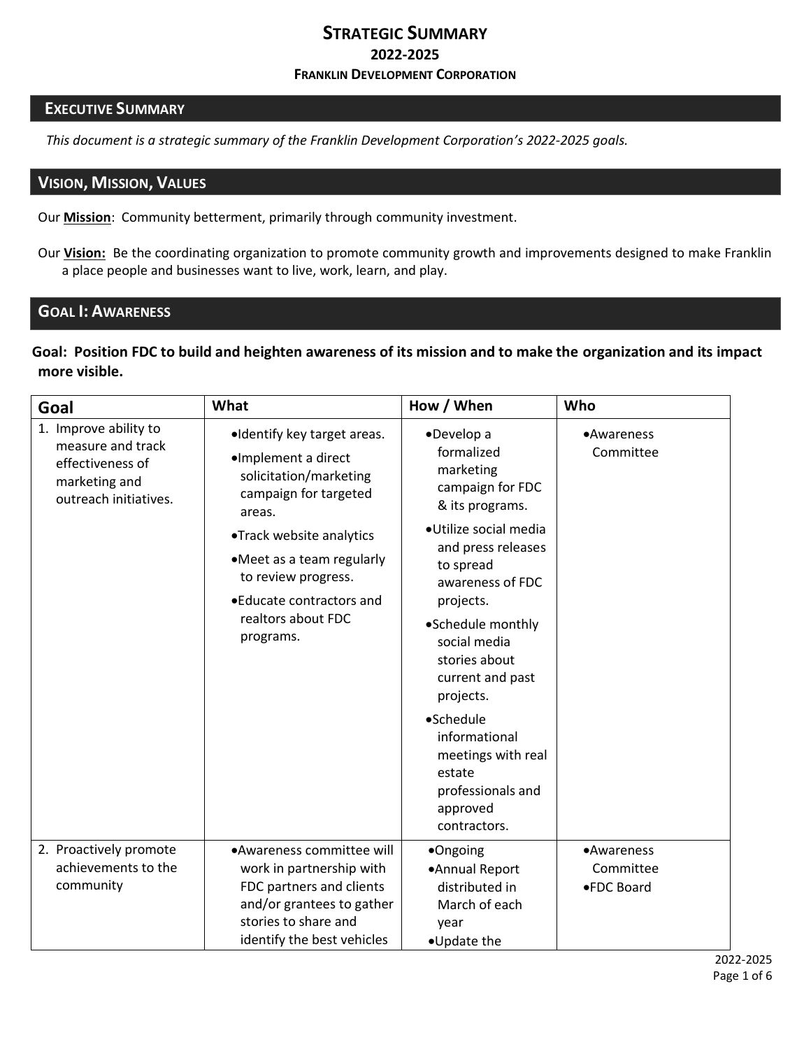# Strategic Summary

## 2022-2025

### Franklin Development Corporation

## Executive Summary

*This document is a strategic summary of the Franklin Development Corporation's 2022-2025 goals.*

## Vision, Mission, Values

Our **Mission**: Community betterment, primarily through community investment.

Our **Vision:** Be the coordinating organization to promote community growth and improvements designed to make Franklin a place people and businesses want to live, work, learn, and play.

## Goal I: Awareness

**Goal: Position FDC to build and heighten awareness of its mission and to make the organization and its impact more visible.**

| Goal | What | How / When | Who |
|---|---|---|---|
| 1. Improve ability to measure and track effectiveness of marketing and outreach initiatives. | • Identify key target areas.<br>• Implement a direct solicitation/marketing campaign for targeted areas.<br>• Track website analytics<br>• Meet as a team regularly to review progress.<br>• Educate contractors and realtors about FDC programs. | • Develop a formalized marketing campaign for FDC & its programs.<br>• Utilize social media and press releases to spread awareness of FDC projects.<br>• Schedule monthly social media stories about current and past projects.<br>• Schedule informational meetings with real estate professionals and approved contractors. | • Awareness Committee |
| 2. Proactively promote achievements to the community | • Awareness committee will work in partnership with FDC partners and clients and/or grantees to gather stories to share and identify the best vehicles | • Ongoing<br>• Annual Report distributed in March of each year<br>• Update the | • Awareness Committee<br>• FDC Board |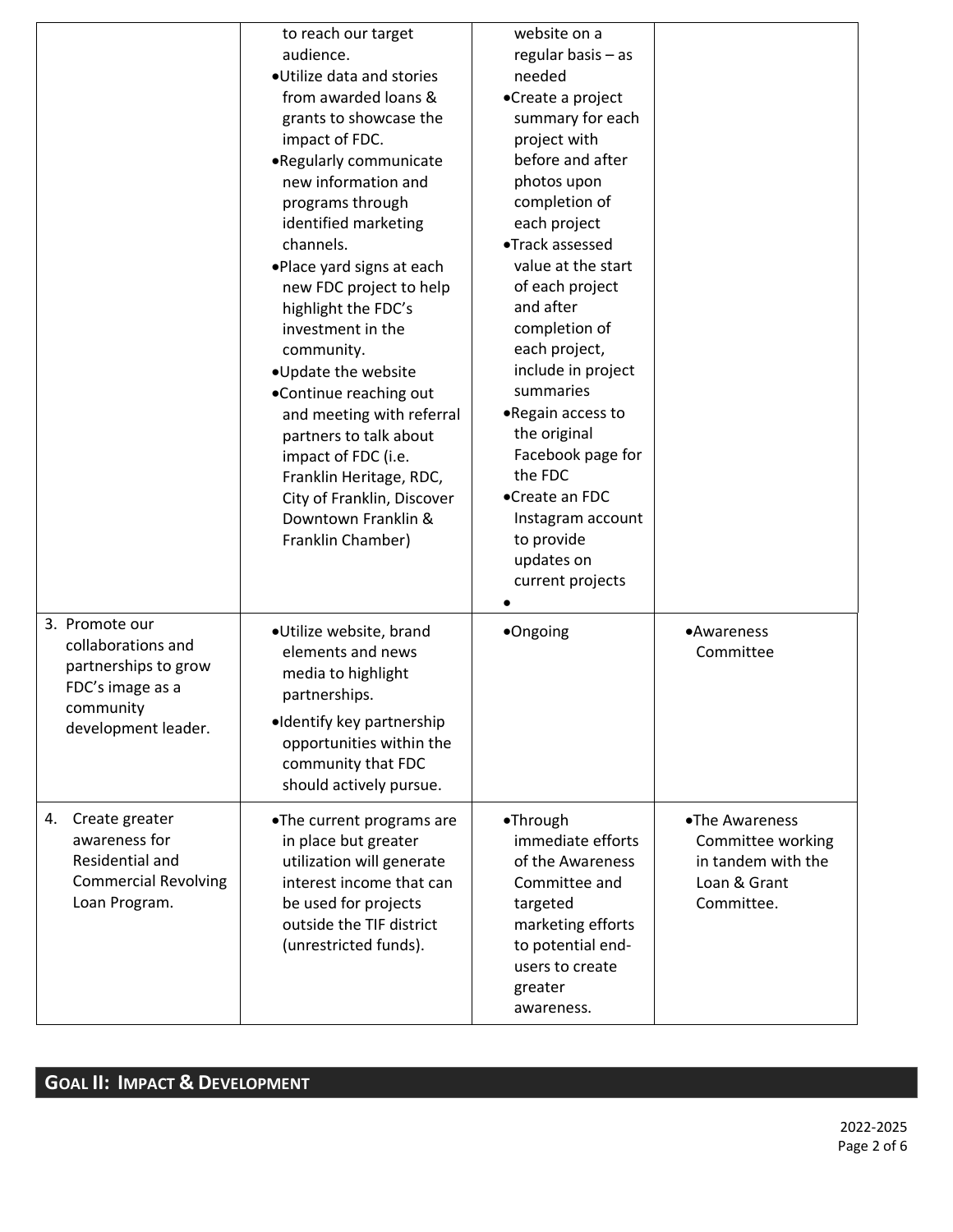| | | | |
|---|---|---|---|
| | to reach our target audience.<br>• Utilize data and stories from awarded loans & grants to showcase the impact of FDC.<br>• Regularly communicate new information and programs through identified marketing channels.<br>• Place yard signs at each new FDC project to help highlight the FDC's investment in the community.<br>• Update the website<br>• Continue reaching out and meeting with referral partners to talk about impact of FDC (i.e. Franklin Heritage, RDC, City of Franklin, Discover Downtown Franklin & Franklin Chamber) | website on a regular basis – as needed<br>• Create a project summary for each project with before and after photos upon completion of each project<br>• Track assessed value at the start of each project and after completion of each project, include in project summaries<br>• Regain access to the original Facebook page for the FDC<br>• Create an FDC Instagram account to provide updates on current projects<br>• | |
| 3. Promote our collaborations and partnerships to grow FDC's image as a community development leader. | • Utilize website, brand elements and news media to highlight partnerships.<br>• Identify key partnership opportunities within the community that FDC should actively pursue. | • Ongoing | • Awareness Committee |
| 4. Create greater awareness for Residential and Commercial Revolving Loan Program. | • The current programs are in place but greater utilization will generate interest income that can be used for projects outside the TIF district (unrestricted funds). | • Through immediate efforts of the Awareness Committee and targeted marketing efforts to potential end-users to create greater awareness. | • The Awareness Committee working in tandem with the Loan & Grant Committee. |

## GOAL II: IMPACT & DEVELOPMENT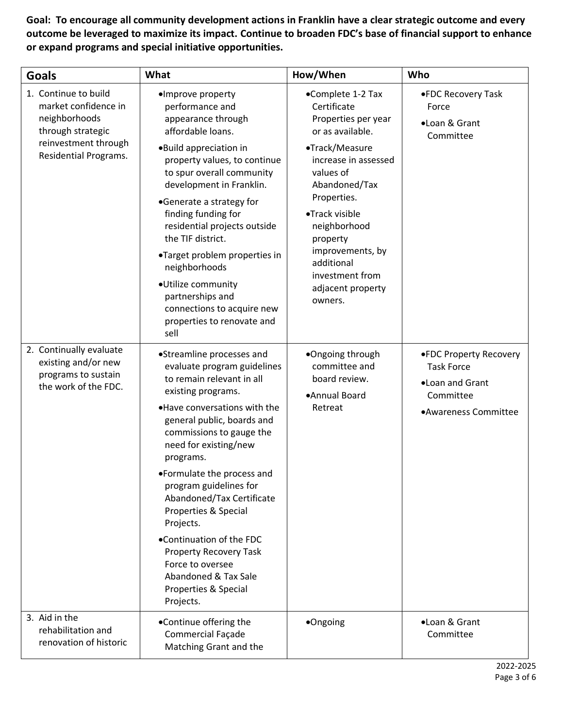**Goal: To encourage all community development actions in Franklin have a clear strategic outcome and every outcome be leveraged to maximize its impact. Continue to broaden FDC's base of financial support to enhance or expand programs and special initiative opportunities.**

| Goals | What | How/When | Who |
|---|---|---|---|
| 1. Continue to build market confidence in neighborhoods through strategic reinvestment through Residential Programs. | •Improve property performance and appearance through affordable loans.<br>•Build appreciation in property values, to continue to spur overall community development in Franklin.<br>•Generate a strategy for finding funding for residential projects outside the TIF district.<br>•Target problem properties in neighborhoods<br>•Utilize community partnerships and connections to acquire new properties to renovate and sell | •Complete 1-2 Tax Certificate Properties per year or as available.<br>•Track/Measure increase in assessed values of Abandoned/Tax Properties.<br>•Track visible neighborhood property improvements, by additional investment from adjacent property owners. | •FDC Recovery Task Force<br>•Loan & Grant Committee |
| 2. Continually evaluate existing and/or new programs to sustain the work of the FDC. | •Streamline processes and evaluate program guidelines to remain relevant in all existing programs.<br>•Have conversations with the general public, boards and commissions to gauge the need for existing/new programs.<br>•Formulate the process and program guidelines for Abandoned/Tax Certificate Properties & Special Projects.<br>•Continuation of the FDC Property Recovery Task Force to oversee Abandoned & Tax Sale Properties & Special Projects. | •Ongoing through committee and board review.<br>•Annual Board Retreat | •FDC Property Recovery Task Force<br>•Loan and Grant Committee<br>•Awareness Committee |
| 3. Aid in the rehabilitation and renovation of historic | •Continue offering the Commercial Façade Matching Grant and the | •Ongoing | •Loan & Grant Committee |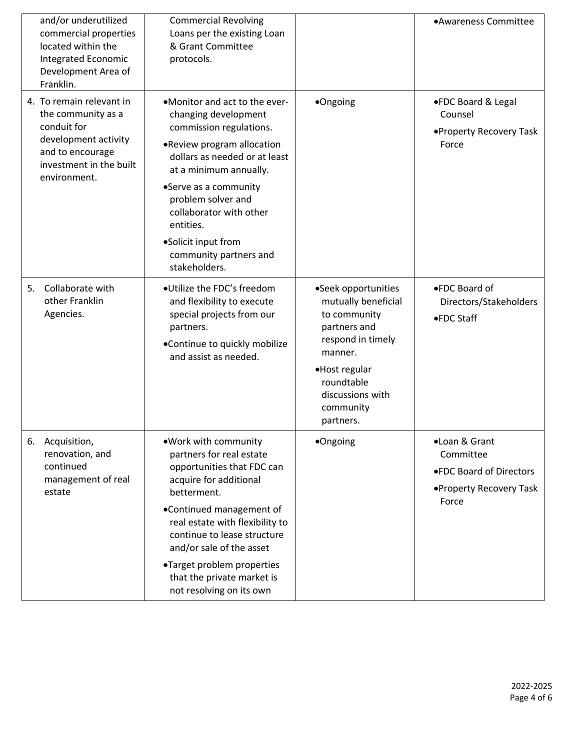| | | | |
|---|---|---|---|
| and/or underutilized commercial properties located within the Integrated Economic Development Area of Franklin. | Commercial Revolving Loans per the existing Loan & Grant Committee protocols. | | •Awareness Committee |
| 4. To remain relevant in the community as a conduit for development activity and to encourage investment in the built environment. | •Monitor and act to the ever-changing development commission regulations.<br>•Review program allocation dollars as needed or at least at a minimum annually.<br>•Serve as a community problem solver and collaborator with other entities.<br>•Solicit input from community partners and stakeholders. | •Ongoing | •FDC Board & Legal Counsel<br>•Property Recovery Task Force |
| 5. Collaborate with other Franklin Agencies. | •Utilize the FDC's freedom and flexibility to execute special projects from our partners.<br>•Continue to quickly mobilize and assist as needed. | •Seek opportunities mutually beneficial to community partners and respond in timely manner.<br>•Host regular roundtable discussions with community partners. | •FDC Board of Directors/Stakeholders<br>•FDC Staff |
| 6. Acquisition, renovation, and continued management of real estate | •Work with community partners for real estate opportunities that FDC can acquire for additional betterment.<br>•Continued management of real estate with flexibility to continue to lease structure and/or sale of the asset<br>•Target problem properties that the private market is not resolving on its own | •Ongoing | •Loan & Grant Committee<br>•FDC Board of Directors<br>•Property Recovery Task Force |

2022-2025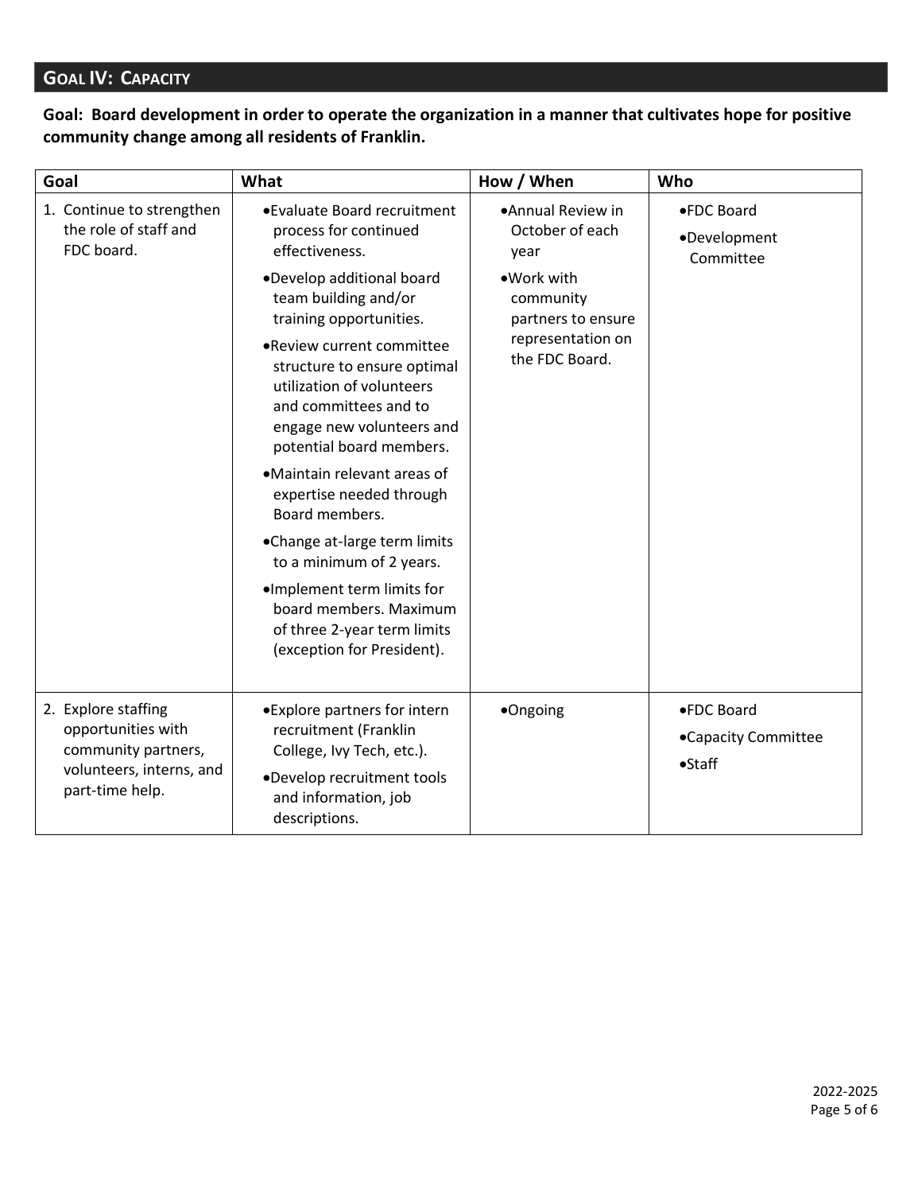## GOAL IV: CAPACITY

**Goal: Board development in order to operate the organization in a manner that cultivates hope for positive community change among all residents of Franklin.**

| Goal | What | How / When | Who |
| --- | --- | --- | --- |
| 1. Continue to strengthen the role of staff and FDC board. | • Evaluate Board recruitment process for continued effectiveness.<br>• Develop additional board team building and/or training opportunities.<br>• Review current committee structure to ensure optimal utilization of volunteers and committees and to engage new volunteers and potential board members.<br>• Maintain relevant areas of expertise needed through Board members.<br>• Change at-large term limits to a minimum of 2 years.<br>• Implement term limits for board members. Maximum of three 2-year term limits (exception for President). | • Annual Review in October of each year<br>• Work with community partners to ensure representation on the FDC Board. | • FDC Board<br>• Development Committee |
| 2. Explore staffing opportunities with community partners, volunteers, interns, and part-time help. | • Explore partners for intern recruitment (Franklin College, Ivy Tech, etc.).<br>• Develop recruitment tools and information, job descriptions. | • Ongoing | • FDC Board<br>• Capacity Committee<br>• Staff |

2022-2025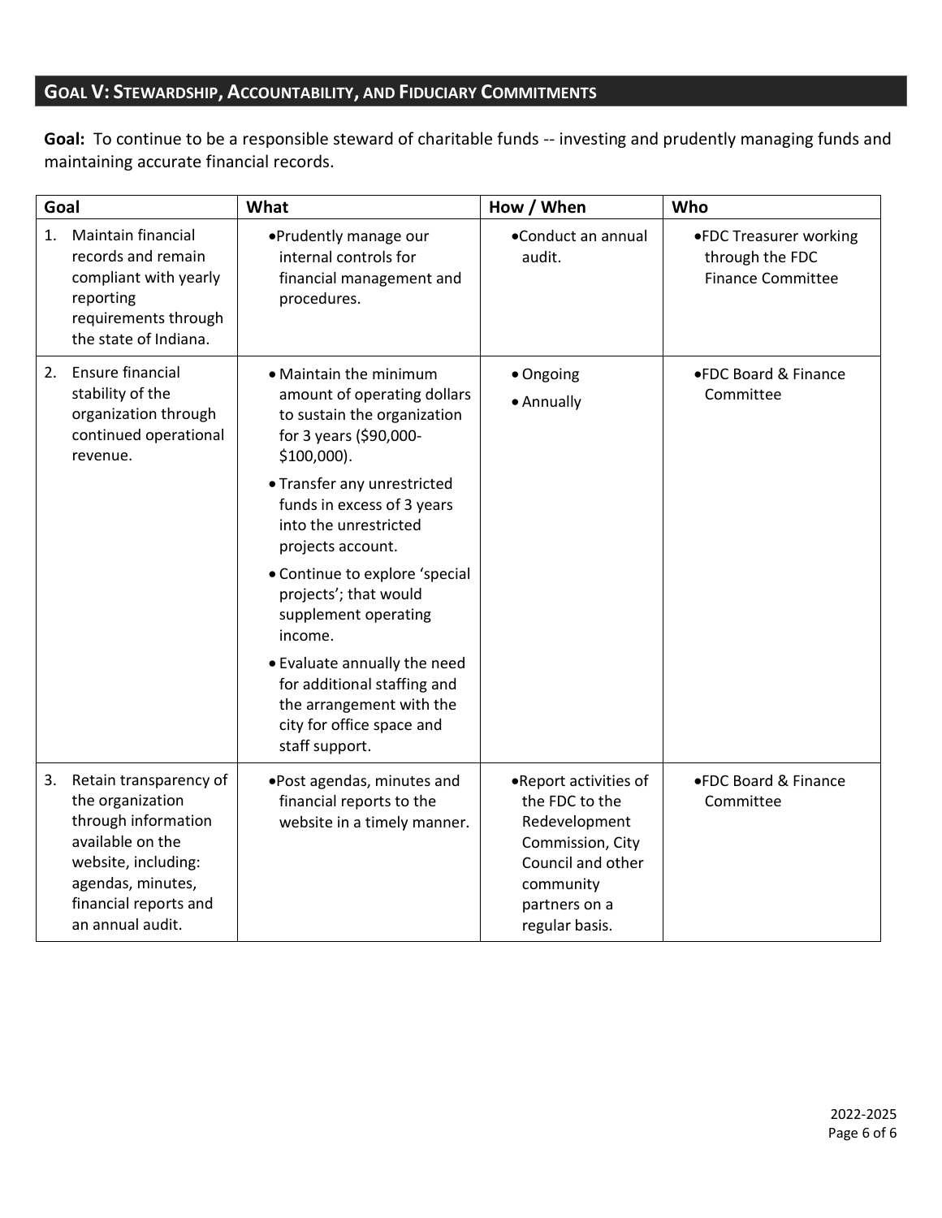## GOAL V: STEWARDSHIP, ACCOUNTABILITY, AND FIDUCIARY COMMITMENTS

**Goal:** To continue to be a responsible steward of charitable funds -- investing and prudently managing funds and maintaining accurate financial records.

| Goal | What | How / When | Who |
|---|---|---|---|
| 1. Maintain financial records and remain compliant with yearly reporting requirements through the state of Indiana. | • Prudently manage our internal controls for financial management and procedures. | • Conduct an annual audit. | • FDC Treasurer working through the FDC Finance Committee |
| 2. Ensure financial stability of the organization through continued operational revenue. | • Maintain the minimum amount of operating dollars to sustain the organization for 3 years ($90,000-$100,000).<br>• Transfer any unrestricted funds in excess of 3 years into the unrestricted projects account.<br>• Continue to explore 'special projects'; that would supplement operating income.<br>• Evaluate annually the need for additional staffing and the arrangement with the city for office space and staff support. | • Ongoing<br>• Annually | • FDC Board & Finance Committee |
| 3. Retain transparency of the organization through information available on the website, including: agendas, minutes, financial reports and an annual audit. | • Post agendas, minutes and financial reports to the website in a timely manner. | • Report activities of the FDC to the Redevelopment Commission, City Council and other community partners on a regular basis. | • FDC Board & Finance Committee |

2022-2025